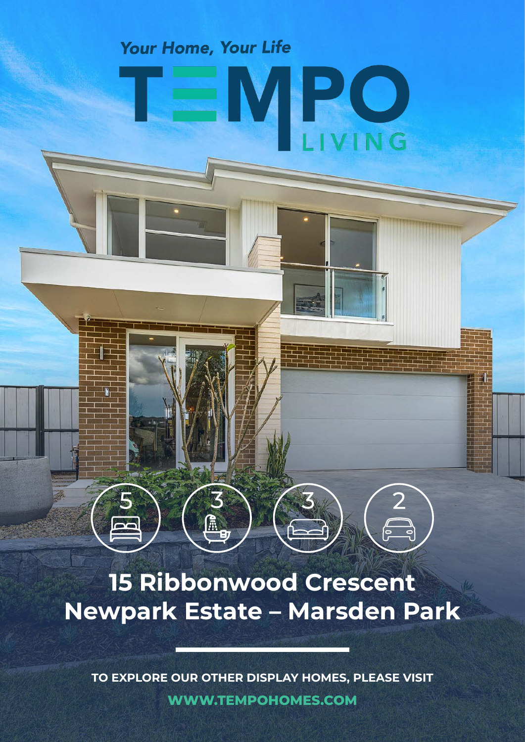*Your Home, Your Life*

# TEMPO LIVING

5 | 3 | 3 | 2

## 15 Ribbonwood Crescent
## Newpark Estate – Marsden Park

**TO EXPLORE OUR OTHER DISPLAY HOMES, PLEASE VISIT**

**WWW.TEMPOHOMES.COM**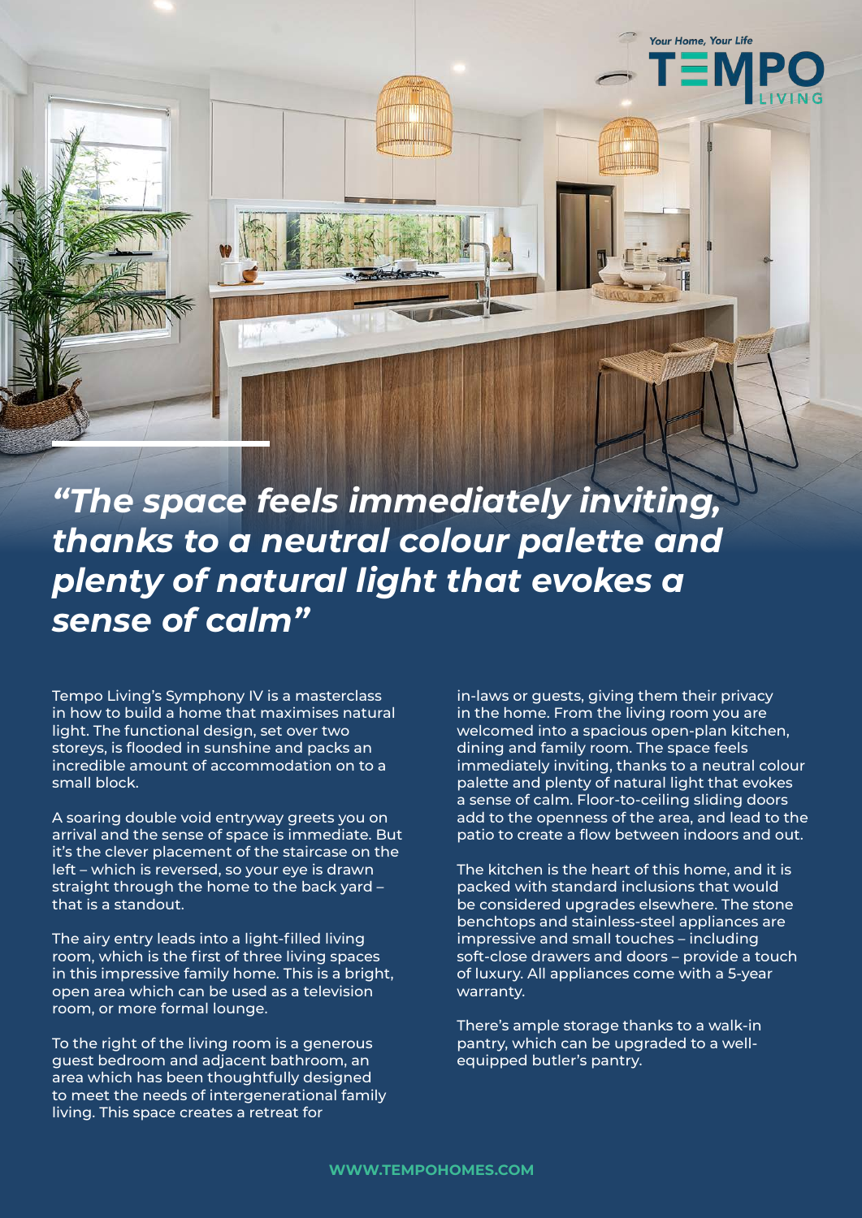*"The space feels immediately inviting, thanks to a neutral colour palette and plenty of natural light that evokes a sense of calm"*

Tempo Living's Symphony IV is a masterclass in how to build a home that maximises natural light. The functional design, set over two storeys, is flooded in sunshine and packs an incredible amount of accommodation on to a small block.

A soaring double void entryway greets you on arrival and the sense of space is immediate. But it's the clever placement of the staircase on the left – which is reversed, so your eye is drawn straight through the home to the back yard – that is a standout.

The airy entry leads into a light-filled living room, which is the first of three living spaces in this impressive family home. This is a bright, open area which can be used as a television room, or more formal lounge.

To the right of the living room is a generous guest bedroom and adjacent bathroom, an area which has been thoughtfully designed to meet the needs of intergenerational family living. This space creates a retreat for in-laws or guests, giving them their privacy in the home. From the living room you are welcomed into a spacious open-plan kitchen, dining and family room. The space feels immediately inviting, thanks to a neutral colour palette and plenty of natural light that evokes a sense of calm. Floor-to-ceiling sliding doors add to the openness of the area, and lead to the patio to create a flow between indoors and out.

The kitchen is the heart of this home, and it is packed with standard inclusions that would be considered upgrades elsewhere. The stone benchtops and stainless-steel appliances are impressive and small touches – including soft-close drawers and doors – provide a touch of luxury. All appliances come with a 5-year warranty.

There's ample storage thanks to a walk-in pantry, which can be upgraded to a well-equipped butler's pantry.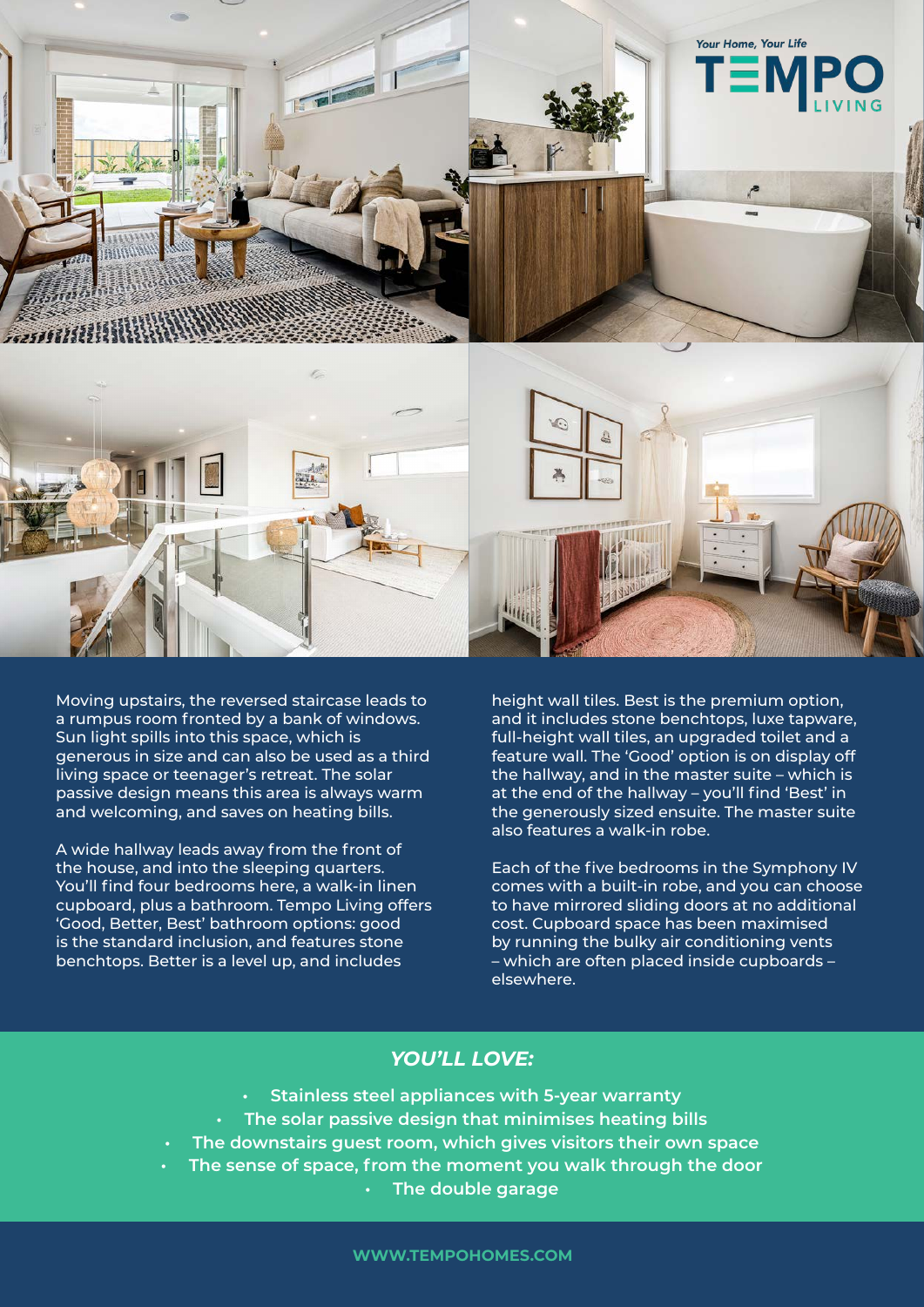Your Home, Your Life

TEMPO LIVING

Moving upstairs, the reversed staircase leads to a rumpus room fronted by a bank of windows. Sun light spills into this space, which is generous in size and can also be used as a third living space or teenager's retreat. The solar passive design means this area is always warm and welcoming, and saves on heating bills.

A wide hallway leads away from the front of the house, and into the sleeping quarters. You'll find four bedrooms here, a walk-in linen cupboard, plus a bathroom. Tempo Living offers 'Good, Better, Best' bathroom options: good is the standard inclusion, and features stone benchtops. Better is a level up, and includes height wall tiles. Best is the premium option, and it includes stone benchtops, luxe tapware, full-height wall tiles, an upgraded toilet and a feature wall. The 'Good' option is on display off the hallway, and in the master suite – which is at the end of the hallway – you'll find 'Best' in the generously sized ensuite. The master suite also features a walk-in robe.

Each of the five bedrooms in the Symphony IV comes with a built-in robe, and you can choose to have mirrored sliding doors at no additional cost. Cupboard space has been maximised by running the bulky air conditioning vents – which are often placed inside cupboards – elsewhere.

## *YOU'LL LOVE:*

- **Stainless steel appliances with 5-year warranty**
- **The solar passive design that minimises heating bills**
- **The downstairs guest room, which gives visitors their own space**
- **The sense of space, from the moment you walk through the door**
- **The double garage**

**WWW.TEMPOHOMES.COM**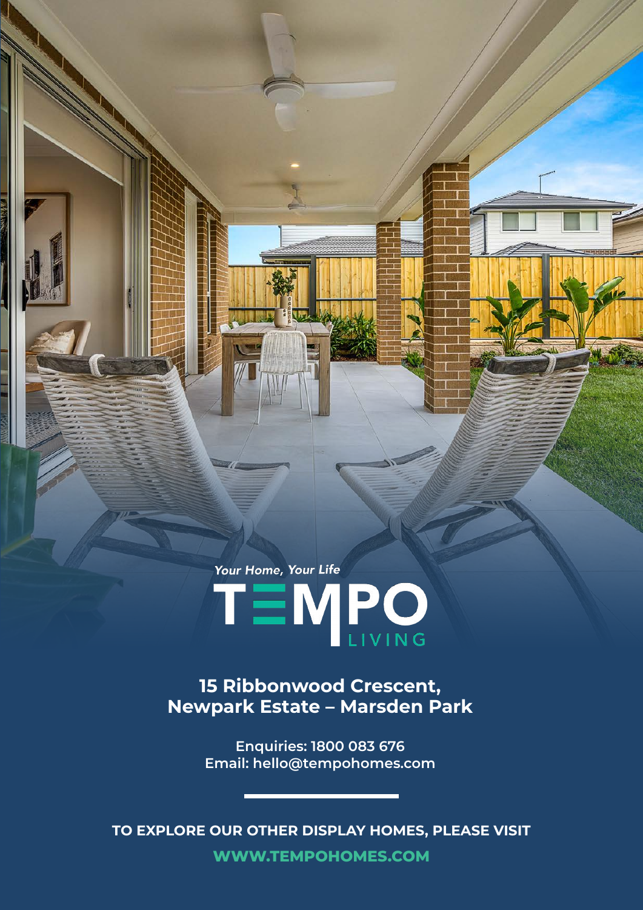*Your Home, Your Life*

TEMPO LIVING

## 15 Ribbonwood Crescent, Newpark Estate – Marsden Park

**Enquiries: 1800 083 676**
**Email: hello@tempohomes.com**

**TO EXPLORE OUR OTHER DISPLAY HOMES, PLEASE VISIT**

**WWW.TEMPOHOMES.COM**